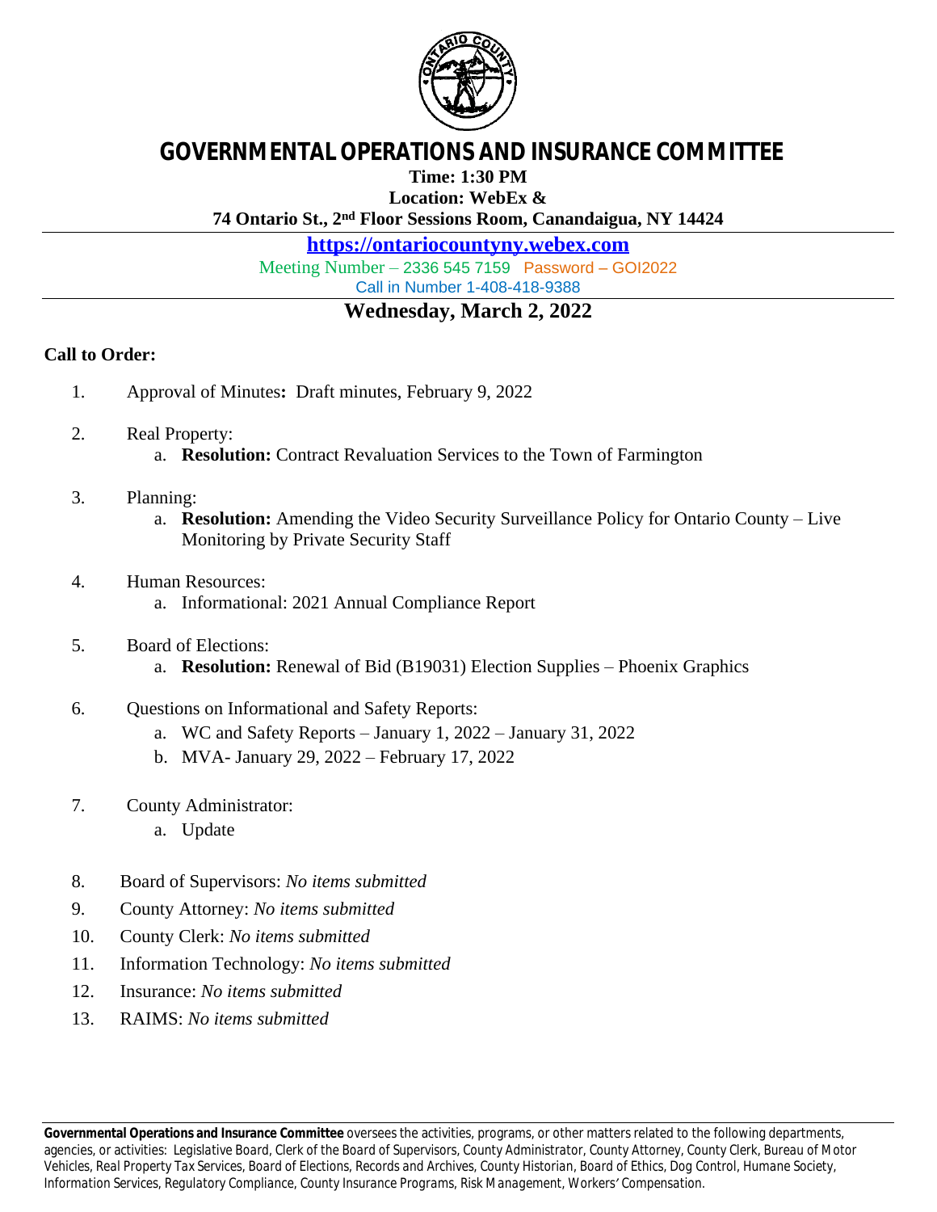# GOVERNMENTAL OPERATIONS AND INSURANCE COMMITTEE

**Time: 1:30 PM**
**Location: WebEx &**
**74 Ontario St., 2nd Floor Sessions Room, Canandaigua, NY 14424**

**https://ontariocountyny.webex.com**

Meeting Number – 2336 545 7159 Password – GOI2022

Call in Number 1-408-418-9388

## Wednesday, March 2, 2022

**Call to Order:**

1. Approval of Minutes**:** Draft minutes, February 9, 2022

2. Real Property:
   a. **Resolution:** Contract Revaluation Services to the Town of Farmington

3. Planning:
   a. **Resolution:** Amending the Video Security Surveillance Policy for Ontario County – Live Monitoring by Private Security Staff

4. Human Resources:
   a. Informational: 2021 Annual Compliance Report

5. Board of Elections:
   a. **Resolution:** Renewal of Bid (B19031) Election Supplies – Phoenix Graphics

6. Questions on Informational and Safety Reports:
   a. WC and Safety Reports – January 1, 2022 – January 31, 2022
   b. MVA- January 29, 2022 – February 17, 2022

7. County Administrator:
   a. Update

8. Board of Supervisors: *No items submitted*
9. County Attorney: *No items submitted*
10. County Clerk: *No items submitted*
11. Information Technology: *No items submitted*
12. Insurance: *No items submitted*
13. RAIMS: *No items submitted*

**Governmental Operations and Insurance Committee** oversees the activities, programs, or other matters related to the following departments, agencies, or activities: Legislative Board, Clerk of the Board of Supervisors, County Administrator, County Attorney, County Clerk, Bureau of Motor Vehicles, Real Property Tax Services, Board of Elections, Records and Archives, County Historian, Board of Ethics, Dog Control, Humane Society, Information Services, Regulatory Compliance, County Insurance Programs, Risk Management, Workers' Compensation.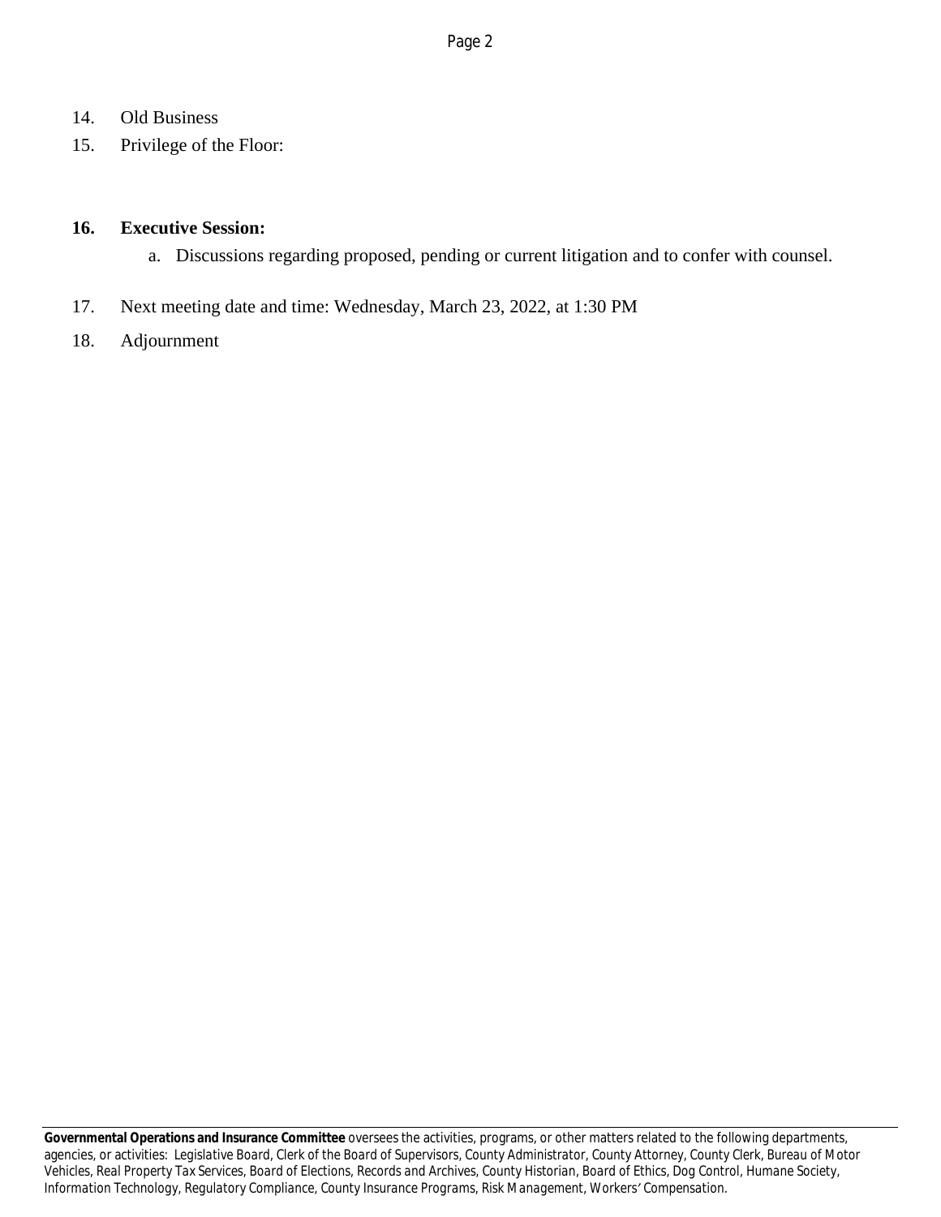14. Old Business
15. Privilege of the Floor:

16. **Executive Session:**
    a. Discussions regarding proposed, pending or current litigation and to confer with counsel.
17. Next meeting date and time: Wednesday, March 23, 2022, at 1:30 PM
18. Adjournment

**Governmental Operations and Insurance Committee** oversees the activities, programs, or other matters related to the following departments, agencies, or activities: Legislative Board, Clerk of the Board of Supervisors, County Administrator, County Attorney, County Clerk, Bureau of Motor Vehicles, Real Property Tax Services, Board of Elections, Records and Archives, County Historian, Board of Ethics, Dog Control, Humane Society, Information Technology, Regulatory Compliance, County Insurance Programs, Risk Management, Workers' Compensation.